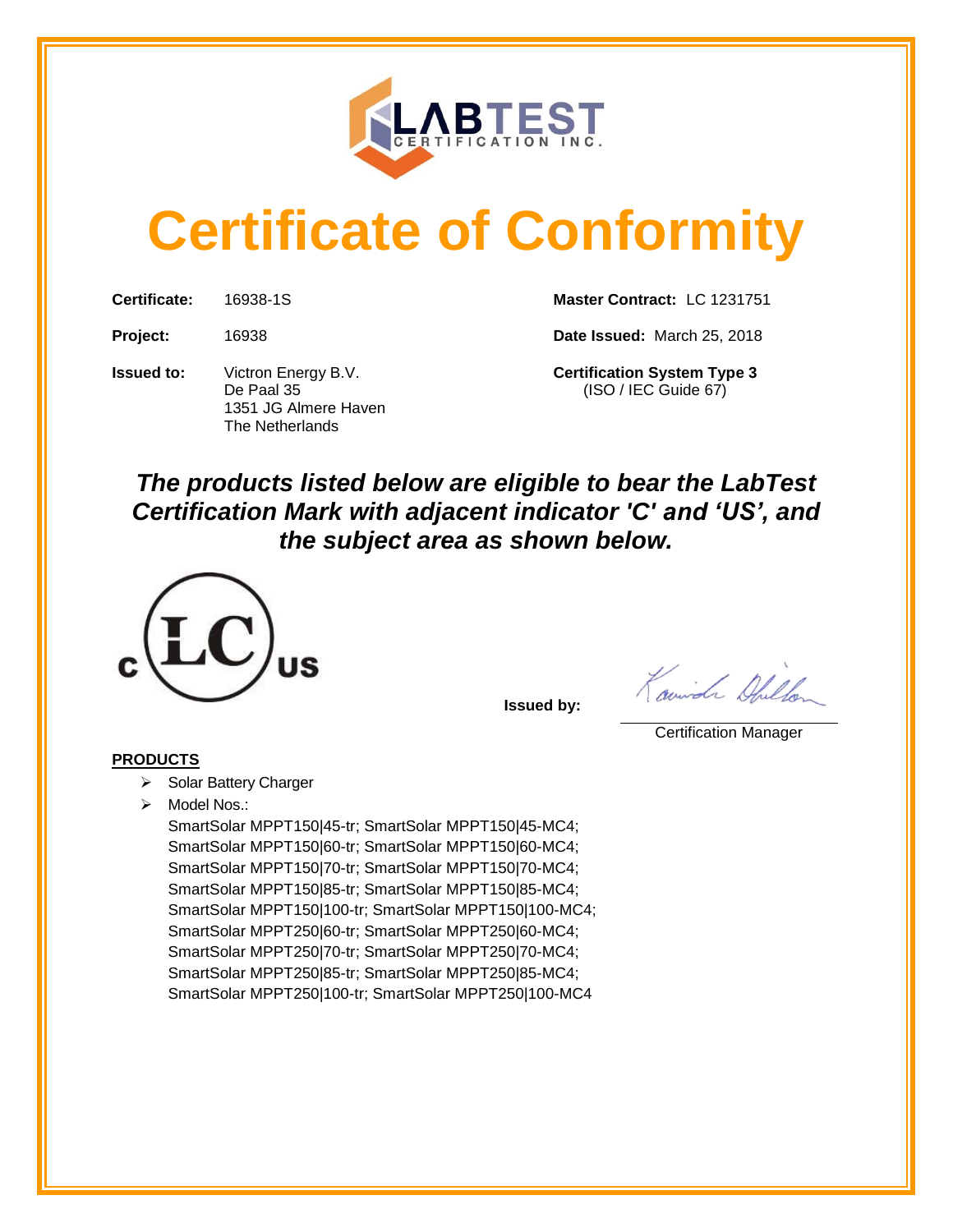LABTEST CERTIFICATION INC.

# Certificate of Conformity

**Certificate:** 16938-1S

**Project:** 16938

**Issued to:** Victron Energy B.V.
De Paal 35
1351 JG Almere Haven
The Netherlands

**Master Contract:** LC 1231751

**Date Issued:** March 25, 2018

**Certification System Type 3**
(ISO / IEC Guide 67)

***The products listed below are eligible to bear the LabTest Certification Mark with adjacent indicator 'C' and 'US', and the subject area as shown below.***

C LC US

**Issued by:**

Certification Manager

**PRODUCTS**

- Solar Battery Charger
- Model Nos.:
  SmartSolar MPPT150|45-tr; SmartSolar MPPT150|45-MC4;
  SmartSolar MPPT150|60-tr; SmartSolar MPPT150|60-MC4;
  SmartSolar MPPT150|70-tr; SmartSolar MPPT150|70-MC4;
  SmartSolar MPPT150|85-tr; SmartSolar MPPT150|85-MC4;
  SmartSolar MPPT150|100-tr; SmartSolar MPPT150|100-MC4;
  SmartSolar MPPT250|60-tr; SmartSolar MPPT250|60-MC4;
  SmartSolar MPPT250|70-tr; SmartSolar MPPT250|70-MC4;
  SmartSolar MPPT250|85-tr; SmartSolar MPPT250|85-MC4;
  SmartSolar MPPT250|100-tr; SmartSolar MPPT250|100-MC4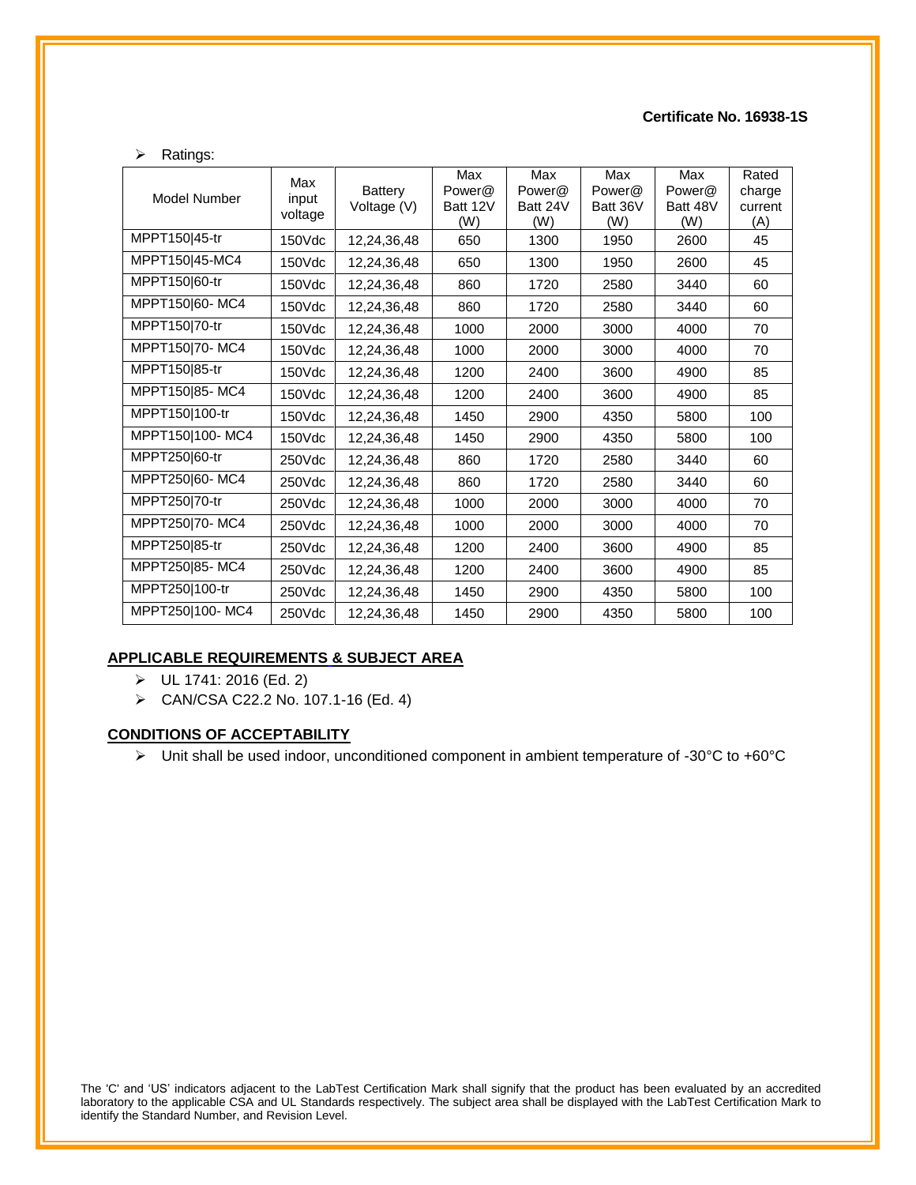**Certificate No. 16938-1S**

- Ratings:

| Model Number | Max input voltage | Battery Voltage (V) | Max Power@ Batt 12V (W) | Max Power@ Batt 24V (W) | Max Power@ Batt 36V (W) | Max Power@ Batt 48V (W) | Rated charge current (A) |
|---|---|---|---|---|---|---|---|
| MPPT150\|45-tr | 150Vdc | 12,24,36,48 | 650 | 1300 | 1950 | 2600 | 45 |
| MPPT150\|45-MC4 | 150Vdc | 12,24,36,48 | 650 | 1300 | 1950 | 2600 | 45 |
| MPPT150\|60-tr | 150Vdc | 12,24,36,48 | 860 | 1720 | 2580 | 3440 | 60 |
| MPPT150\|60- MC4 | 150Vdc | 12,24,36,48 | 860 | 1720 | 2580 | 3440 | 60 |
| MPPT150\|70-tr | 150Vdc | 12,24,36,48 | 1000 | 2000 | 3000 | 4000 | 70 |
| MPPT150\|70- MC4 | 150Vdc | 12,24,36,48 | 1000 | 2000 | 3000 | 4000 | 70 |
| MPPT150\|85-tr | 150Vdc | 12,24,36,48 | 1200 | 2400 | 3600 | 4900 | 85 |
| MPPT150\|85- MC4 | 150Vdc | 12,24,36,48 | 1200 | 2400 | 3600 | 4900 | 85 |
| MPPT150\|100-tr | 150Vdc | 12,24,36,48 | 1450 | 2900 | 4350 | 5800 | 100 |
| MPPT150\|100- MC4 | 150Vdc | 12,24,36,48 | 1450 | 2900 | 4350 | 5800 | 100 |
| MPPT250\|60-tr | 250Vdc | 12,24,36,48 | 860 | 1720 | 2580 | 3440 | 60 |
| MPPT250\|60- MC4 | 250Vdc | 12,24,36,48 | 860 | 1720 | 2580 | 3440 | 60 |
| MPPT250\|70-tr | 250Vdc | 12,24,36,48 | 1000 | 2000 | 3000 | 4000 | 70 |
| MPPT250\|70- MC4 | 250Vdc | 12,24,36,48 | 1000 | 2000 | 3000 | 4000 | 70 |
| MPPT250\|85-tr | 250Vdc | 12,24,36,48 | 1200 | 2400 | 3600 | 4900 | 85 |
| MPPT250\|85- MC4 | 250Vdc | 12,24,36,48 | 1200 | 2400 | 3600 | 4900 | 85 |
| MPPT250\|100-tr | 250Vdc | 12,24,36,48 | 1450 | 2900 | 4350 | 5800 | 100 |
| MPPT250\|100- MC4 | 250Vdc | 12,24,36,48 | 1450 | 2900 | 4350 | 5800 | 100 |

## APPLICABLE REQUIREMENTS & SUBJECT AREA

- UL 1741: 2016 (Ed. 2)
- CAN/CSA C22.2 No. 107.1-16 (Ed. 4)

## CONDITIONS OF ACCEPTABILITY

- Unit shall be used indoor, unconditioned component in ambient temperature of -30°C to +60°C

The 'C' and 'US' indicators adjacent to the LabTest Certification Mark shall signify that the product has been evaluated by an accredited laboratory to the applicable CSA and UL Standards respectively. The subject area shall be displayed with the LabTest Certification Mark to identify the Standard Number, and Revision Level.